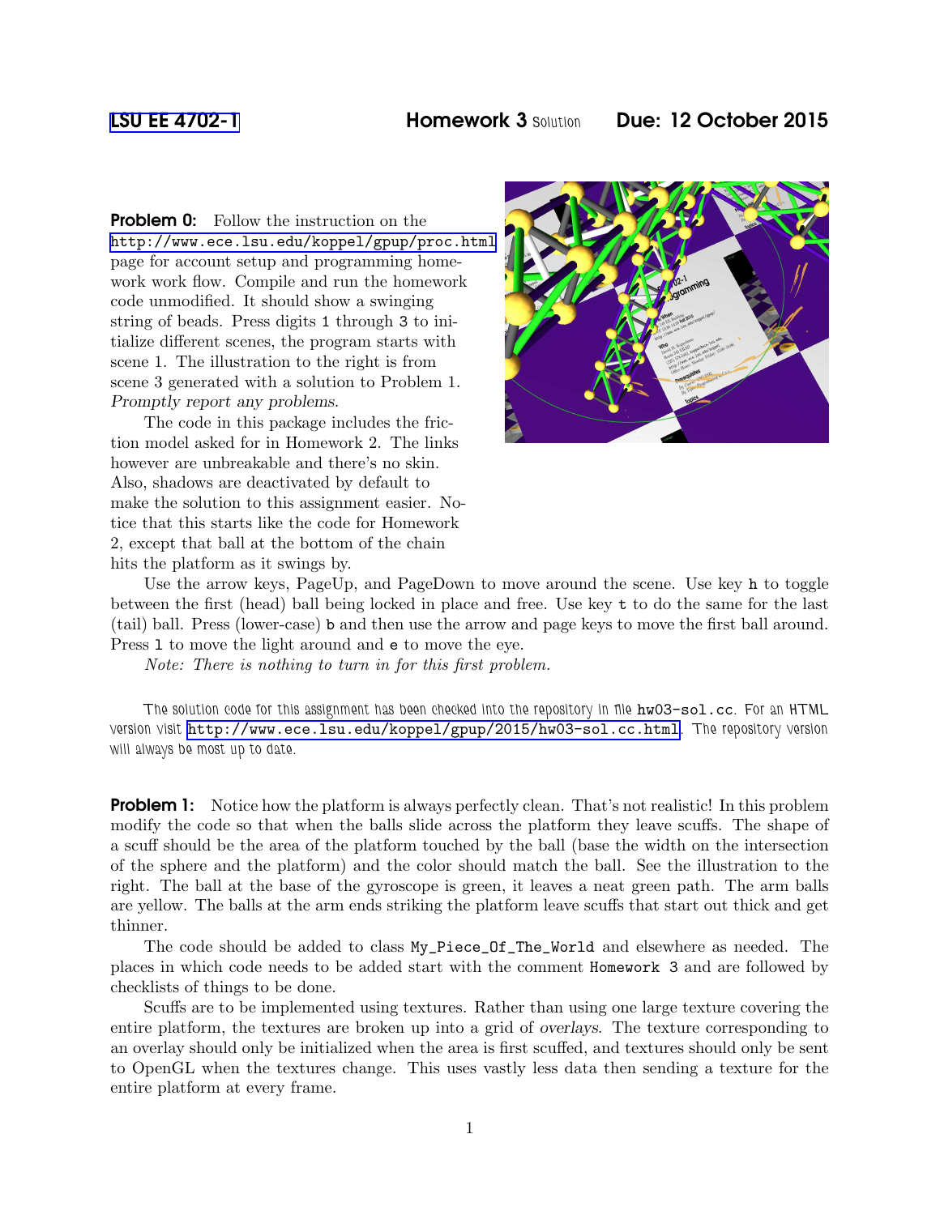LSU EE 4702-1 **Homework 3** Solution **Due: 12 October 2015**

**Problem 0:** Follow the instruction on the http://www.ece.lsu.edu/koppel/gpup/proc.html page for account setup and programming homework work flow. Compile and run the homework code unmodified. It should show a swinging string of beads. Press digits `1` through `3` to initialize different scenes, the program starts with scene 1. The illustration to the right is from scene 3 generated with a solution to Problem 1. *Promptly report any problems.*

The code in this package includes the friction model asked for in Homework 2. The links however are unbreakable and there's no skin. Also, shadows are deactivated by default to make the solution to this assignment easier. Notice that this starts like the code for Homework 2, except that ball at the bottom of the chain hits the platform as it swings by.

Use the arrow keys, PageUp, and PageDown to move around the scene. Use key `h` to toggle between the first (head) ball being locked in place and free. Use key `t` to do the same for the last (tail) ball. Press (lower-case) `b` and then use the arrow and page keys to move the first ball around. Press `l` to move the light around and `e` to move the eye.

*Note: There is nothing to turn in for this first problem.*

The solution code for this assignment has been checked into the repository in file `hw03-sol.cc`. For an HTML version visit http://www.ece.lsu.edu/koppel/gpup/2015/hw03-sol.cc.html. The repository version will always be most up to date.

**Problem 1:** Notice how the platform is always perfectly clean. That's not realistic! In this problem modify the code so that when the balls slide across the platform they leave scuffs. The shape of a scuff should be the area of the platform touched by the ball (base the width on the intersection of the sphere and the platform) and the color should match the ball. See the illustration to the right. The ball at the base of the gyroscope is green, it leaves a neat green path. The arm balls are yellow. The balls at the arm ends striking the platform leave scuffs that start out thick and get thinner.

The code should be added to class `My_Piece_Of_The_World` and elsewhere as needed. The places in which code needs to be added start with the comment `Homework 3` and are followed by checklists of things to be done.

Scuffs are to be implemented using textures. Rather than using one large texture covering the entire platform, the textures are broken up into a grid of *overlays*. The texture corresponding to an overlay should only be initialized when the area is first scuffed, and textures should only be sent to OpenGL when the textures change. This uses vastly less data then sending a texture for the entire platform at every frame.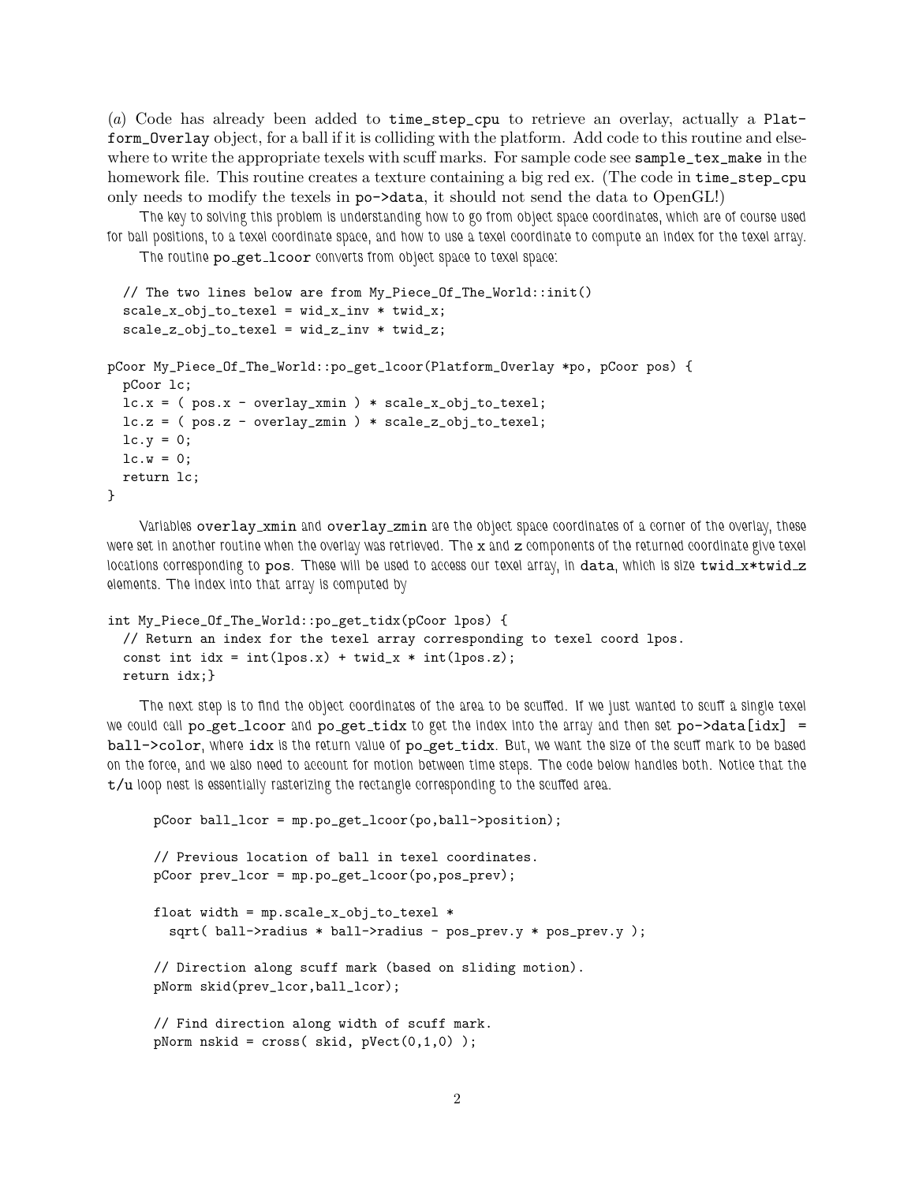(*a*) Code has already been added to `time_step_cpu` to retrieve an overlay, actually a `Platform_Overlay` object, for a ball if it is colliding with the platform. Add code to this routine and elsewhere to write the appropriate texels with scuff marks. For sample code see `sample_tex_make` in the homework file. This routine creates a texture containing a big red ex. (The code in `time_step_cpu` only needs to modify the texels in `po->data`, it should not send the data to OpenGL!)

The key to solving this problem is understanding how to go from object space coordinates, which are of course used for ball positions, to a texel coordinate space, and how to use a texel coordinate to compute an index for the texel array.

The routine `po_get_lcoor` converts from object space to texel space:

```
  // The two lines below are from My_Piece_Of_The_World::init()
  scale_x_obj_to_texel = wid_x_inv * twid_x;
  scale_z_obj_to_texel = wid_z_inv * twid_z;

pCoor My_Piece_Of_The_World::po_get_lcoor(Platform_Overlay *po, pCoor pos) {
  pCoor lc;
  lc.x = ( pos.x - overlay_xmin ) * scale_x_obj_to_texel;
  lc.z = ( pos.z - overlay_zmin ) * scale_z_obj_to_texel;
  lc.y = 0;
  lc.w = 0;
  return lc;
}
```

Variables `overlay_xmin` and `overlay_zmin` are the object space coordinates of a corner of the overlay, these were set in another routine when the overlay was retrieved. The `x` and `z` components of the returned coordinate give texel locations corresponding to `pos`. These will be used to access our texel array, in `data`, which is size `twid_x*twid_z` elements. The index into that array is computed by

```
int My_Piece_Of_The_World::po_get_tidx(pCoor lpos) {
  // Return an index for the texel array corresponding to texel coord lpos.
  const int idx = int(lpos.x) + twid_x * int(lpos.z);
  return idx;}
```

The next step is to find the object coordinates of the area to be scuffed. If we just wanted to scuff a single texel we could call `po_get_lcoor` and `po_get_tidx` to get the index into the array and then set `po->data[idx] = ball->color`, where `idx` is the return value of `po_get_tidx`. But, we want the size of the scuff mark to be based on the force, and we also need to account for motion between time steps. The code below handles both. Notice that the `t/u` loop nest is essentially rasterizing the rectangle corresponding to the scuffed area.

```
      pCoor ball_lcor = mp.po_get_lcoor(po,ball->position);

      // Previous location of ball in texel coordinates.
      pCoor prev_lcor = mp.po_get_lcoor(po,pos_prev);

      float width = mp.scale_x_obj_to_texel *
        sqrt( ball->radius * ball->radius - pos_prev.y * pos_prev.y );

      // Direction along scuff mark (based on sliding motion).
      pNorm skid(prev_lcor,ball_lcor);

      // Find direction along width of scuff mark.
      pNorm nskid = cross( skid, pVect(0,1,0) );
```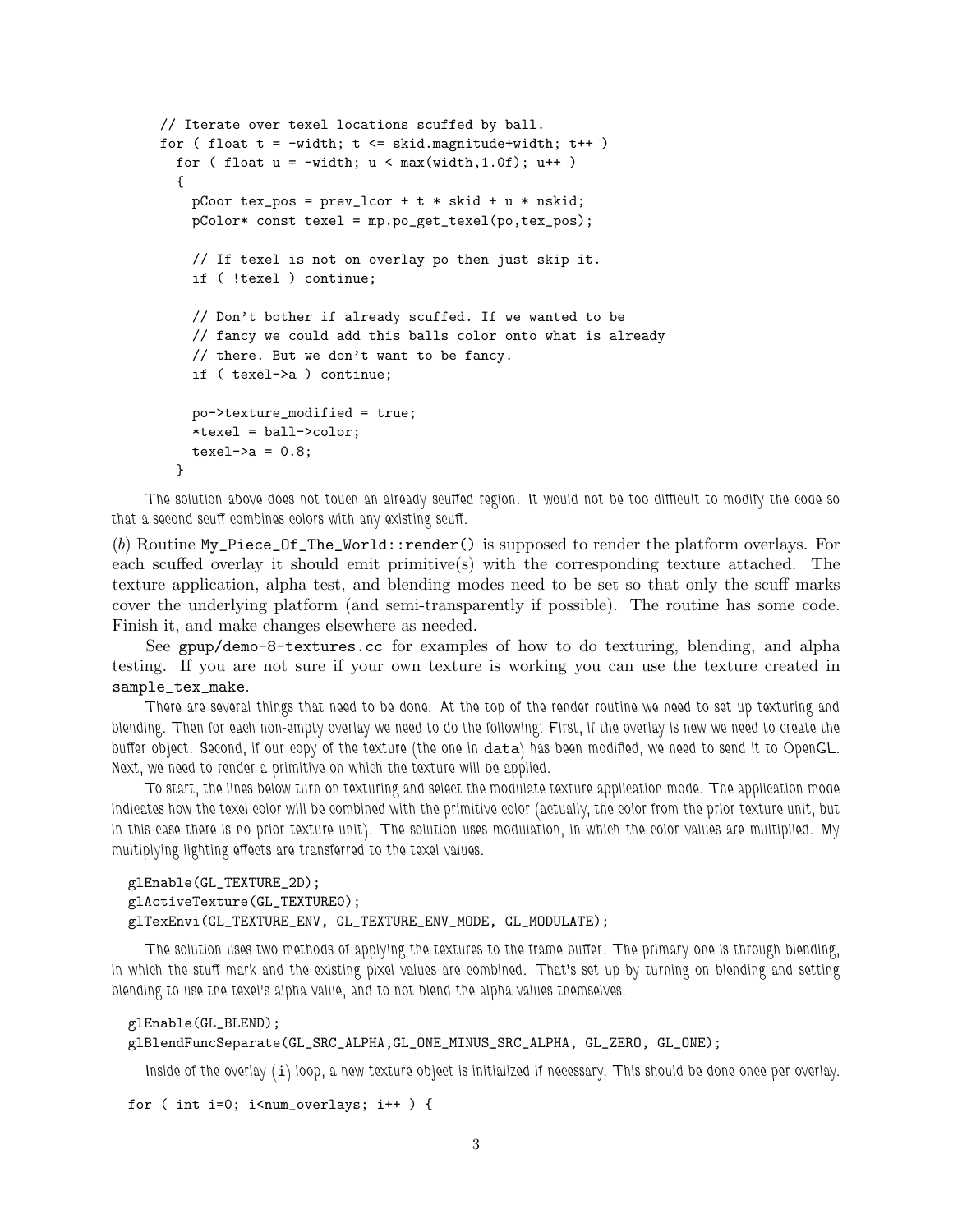```
// Iterate over texel locations scuffed by ball.
for ( float t = -width; t <= skid.magnitude+width; t++ )
  for ( float u = -width; u < max(width,1.0f); u++ )
  {
    pCoor tex_pos = prev_lcor + t * skid + u * nskid;
    pColor* const texel = mp.po_get_texel(po,tex_pos);

    // If texel is not on overlay po then just skip it.
    if ( !texel ) continue;

    // Don't bother if already scuffed. If we wanted to be
    // fancy we could add this balls color onto what is already
    // there. But we don't want to be fancy.
    if ( texel->a ) continue;

    po->texture_modified = true;
    *texel = ball->color;
    texel->a = 0.8;
  }
```

The solution above does not touch an already scuffed region. It would not be too difficult to modify the code so that a second scuff combines colors with any existing scuff.

(*b*) Routine `My_Piece_Of_The_World::render()` is supposed to render the platform overlays. For each scuffed overlay it should emit primitive(s) with the corresponding texture attached. The texture application, alpha test, and blending modes need to be set so that only the scuff marks cover the underlying platform (and semi-transparently if possible). The routine has some code. Finish it, and make changes elsewhere as needed.

See `gpup/demo-8-textures.cc` for examples of how to do texturing, blending, and alpha testing. If you are not sure if your own texture is working you can use the texture created in `sample_tex_make`.

There are several things that need to be done. At the top of the render routine we need to set up texturing and blending. Then for each non-empty overlay we need to do the following: First, if the overlay is new we need to create the buffer object. Second, if our copy of the texture (the one in `data`) has been modified, we need to send it to OpenGL. Next, we need to render a primitive on which the texture will be applied.

To start, the lines below turn on texturing and select the modulate texture application mode. The application mode indicates how the texel color will be combined with the primitive color (actually, the color from the prior texture unit, but in this case there is no prior texture unit). The solution uses modulation, in which the color values are multiplied. My multiplying lighting effects are transferred to the texel values.

```
glEnable(GL_TEXTURE_2D);
glActiveTexture(GL_TEXTURE0);
glTexEnvi(GL_TEXTURE_ENV, GL_TEXTURE_ENV_MODE, GL_MODULATE);
```

The solution uses two methods of applying the textures to the frame buffer. The primary one is through blending, in which the stuff mark and the existing pixel values are combined. That's set up by turning on blending and setting blending to use the texel's alpha value, and to not blend the alpha values themselves.

```
glEnable(GL_BLEND);
glBlendFuncSeparate(GL_SRC_ALPHA,GL_ONE_MINUS_SRC_ALPHA, GL_ZERO, GL_ONE);
```

Inside of the overlay (`i`) loop, a new texture object is initialized if necessary. This should be done once per overlay.

```
for ( int i=0; i<num_overlays; i++ ) {
```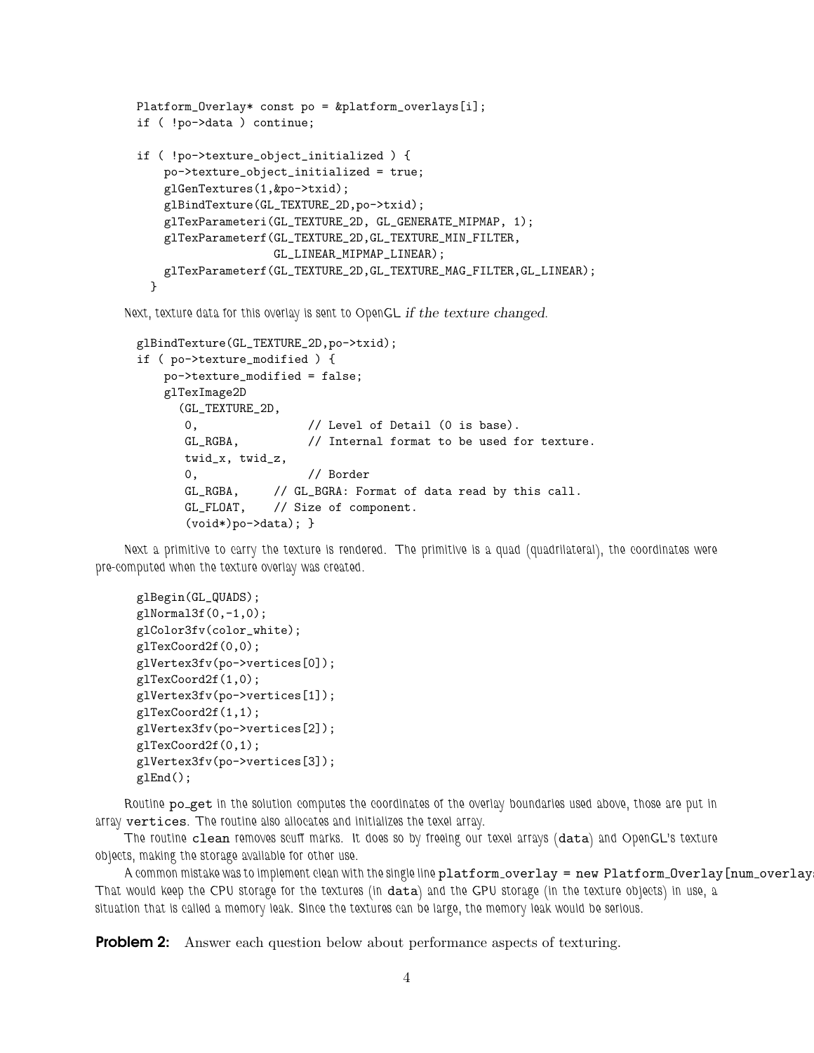```
Platform_Overlay* const po = &platform_overlays[i];
if ( !po->data ) continue;

if ( !po->texture_object_initialized ) {
    po->texture_object_initialized = true;
    glGenTextures(1,&po->txid);
    glBindTexture(GL_TEXTURE_2D,po->txid);
    glTexParameteri(GL_TEXTURE_2D, GL_GENERATE_MIPMAP, 1);
    glTexParameterf(GL_TEXTURE_2D,GL_TEXTURE_MIN_FILTER,
                    GL_LINEAR_MIPMAP_LINEAR);
    glTexParameterf(GL_TEXTURE_2D,GL_TEXTURE_MAG_FILTER,GL_LINEAR);
  }
```

Next, texture data for this overlay is sent to OpenGL *if the texture changed*.

```
glBindTexture(GL_TEXTURE_2D,po->txid);
if ( po->texture_modified ) {
    po->texture_modified = false;
    glTexImage2D
      (GL_TEXTURE_2D,
       0,                // Level of Detail (0 is base).
       GL_RGBA,          // Internal format to be used for texture.
       twid_x, twid_z,
       0,                // Border
       GL_RGBA,     // GL_BGRA: Format of data read by this call.
       GL_FLOAT,    // Size of component.
       (void*)po->data); }
```

Next a primitive to carry the texture is rendered. The primitive is a quad (quadrilateral), the coordinates were pre-computed when the texture overlay was created.

```
glBegin(GL_QUADS);
glNormal3f(0,-1,0);
glColor3fv(color_white);
glTexCoord2f(0,0);
glVertex3fv(po->vertices[0]);
glTexCoord2f(1,0);
glVertex3fv(po->vertices[1]);
glTexCoord2f(1,1);
glVertex3fv(po->vertices[2]);
glTexCoord2f(0,1);
glVertex3fv(po->vertices[3]);
glEnd();
```

Routine `po_get` in the solution computes the coordinates of the overlay boundaries used above, those are put in array `vertices`. The routine also allocates and initializes the texel array.

The routine `clean` removes scuff marks. It does so by freeing our texel arrays (`data`) and OpenGL's texture objects, making the storage available for other use.

A common mistake was to implement clean with the single line `platform_overlay = new Platform_Overlay[num_overlays` That would keep the CPU storage for the textures (in `data`) and the GPU storage (in the texture objects) in use, a situation that is called a memory leak. Since the textures can be large, the memory leak would be serious.

**Problem 2:** Answer each question below about performance aspects of texturing.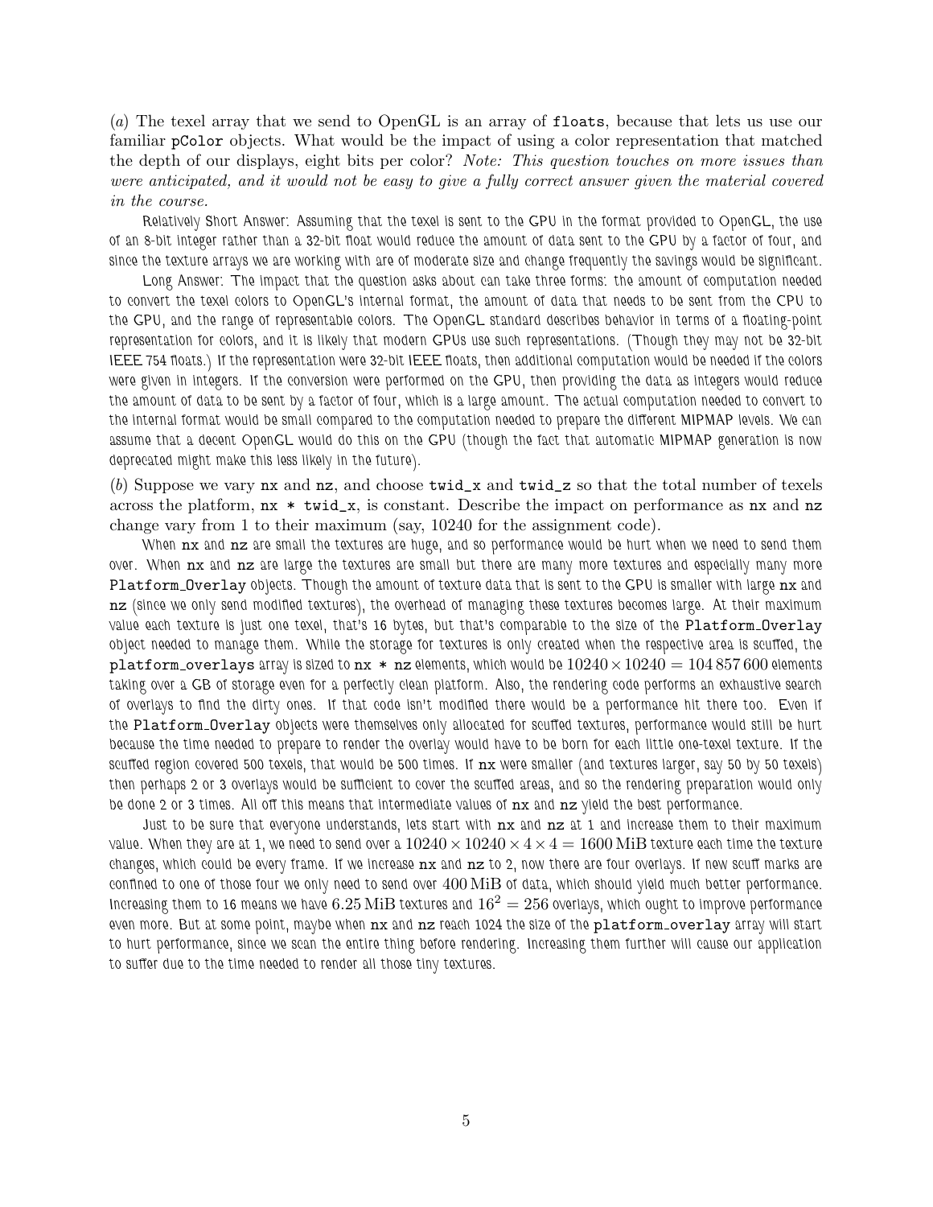(*a*) The texel array that we send to OpenGL is an array of `floats`, because that lets us use our familiar `pColor` objects. What would be the impact of using a color representation that matched the depth of our displays, eight bits per color? *Note: This question touches on more issues than were anticipated, and it would not be easy to give a fully correct answer given the material covered in the course.*

Relatively Short Answer: Assuming that the texel is sent to the GPU in the format provided to OpenGL, the use of an 8-bit integer rather than a 32-bit float would reduce the amount of data sent to the GPU by a factor of four, and since the texture arrays we are working with are of moderate size and change frequently the savings would be significant.

Long Answer: The impact that the question asks about can take three forms: the amount of computation needed to convert the texel colors to OpenGL's internal format, the amount of data that needs to be sent from the CPU to the GPU, and the range of representable colors. The OpenGL standard describes behavior in terms of a floating-point representation for colors, and it is likely that modern GPUs use such representations. (Though they may not be 32-bit IEEE 754 floats.) If the representation were 32-bit IEEE floats, then additional computation would be needed if the colors were given in integers. If the conversion were performed on the GPU, then providing the data as integers would reduce the amount of data to be sent by a factor of four, which is a large amount. The actual computation needed to convert to the internal format would be small compared to the computation needed to prepare the different MIPMAP levels. We can assume that a decent OpenGL would do this on the GPU (though the fact that automatic MIPMAP generation is now deprecated might make this less likely in the future).

(*b*) Suppose we vary `nx` and `nz`, and choose `twid_x` and `twid_z` so that the total number of texels across the platform, `nx * twid_x`, is constant. Describe the impact on performance as `nx` and `nz` change vary from 1 to their maximum (say, 10240 for the assignment code).

When `nx` and `nz` are small the textures are huge, and so performance would be hurt when we need to send them over. When `nx` and `nz` are large the textures are small but there are many more textures and especially many more `Platform_Overlay` objects. Though the amount of texture data that is sent to the GPU is smaller with large `nx` and `nz` (since we only send modified textures), the overhead of managing these textures becomes large. At their maximum value each texture is just one texel, that's 16 bytes, but that's comparable to the size of the `Platform_Overlay` object needed to manage them. While the storage for textures is only created when the respective area is scuffed, the `platform_overlays` array is sized to `nx * nz` elements, which would be $10240 \times 10240 = 104\,857\,600$ elements taking over a GB of storage even for a perfectly clean platform. Also, the rendering code performs an exhaustive search of overlays to find the dirty ones. If that code isn't modified there would be a performance hit there too. Even if the `Platform_Overlay` objects were themselves only allocated for scuffed textures, performance would still be hurt because the time needed to prepare to render the overlay would have to be born for each little one-texel texture. If the scuffed region covered 500 texels, that would be 500 times. If `nx` were smaller (and textures larger, say 50 by 50 texels) then perhaps 2 or 3 overlays would be sufficient to cover the scuffed areas, and so the rendering preparation would only be done 2 or 3 times. All off this means that intermediate values of `nx` and `nz` yield the best performance.

Just to be sure that everyone understands, lets start with `nx` and `nz` at 1 and increase them to their maximum value. When they are at 1, we need to send over a $10240 \times 10240 \times 4 \times 4 = 1600\,\mathrm{MiB}$ texture each time the texture changes, which could be every frame. If we increase `nx` and `nz` to 2, now there are four overlays. If new scuff marks are confined to one of those four we only need to send over $400\,\mathrm{MiB}$ of data, which should yield much better performance. Increasing them to 16 means we have $6.25\,\mathrm{MiB}$ textures and $16^2 = 256$ overlays, which ought to improve performance even more. But at some point, maybe when `nx` and `nz` reach 1024 the size of the `platform_overlay` array will start to hurt performance, since we scan the entire thing before rendering. Increasing them further will cause our application to suffer due to the time needed to render all those tiny textures.